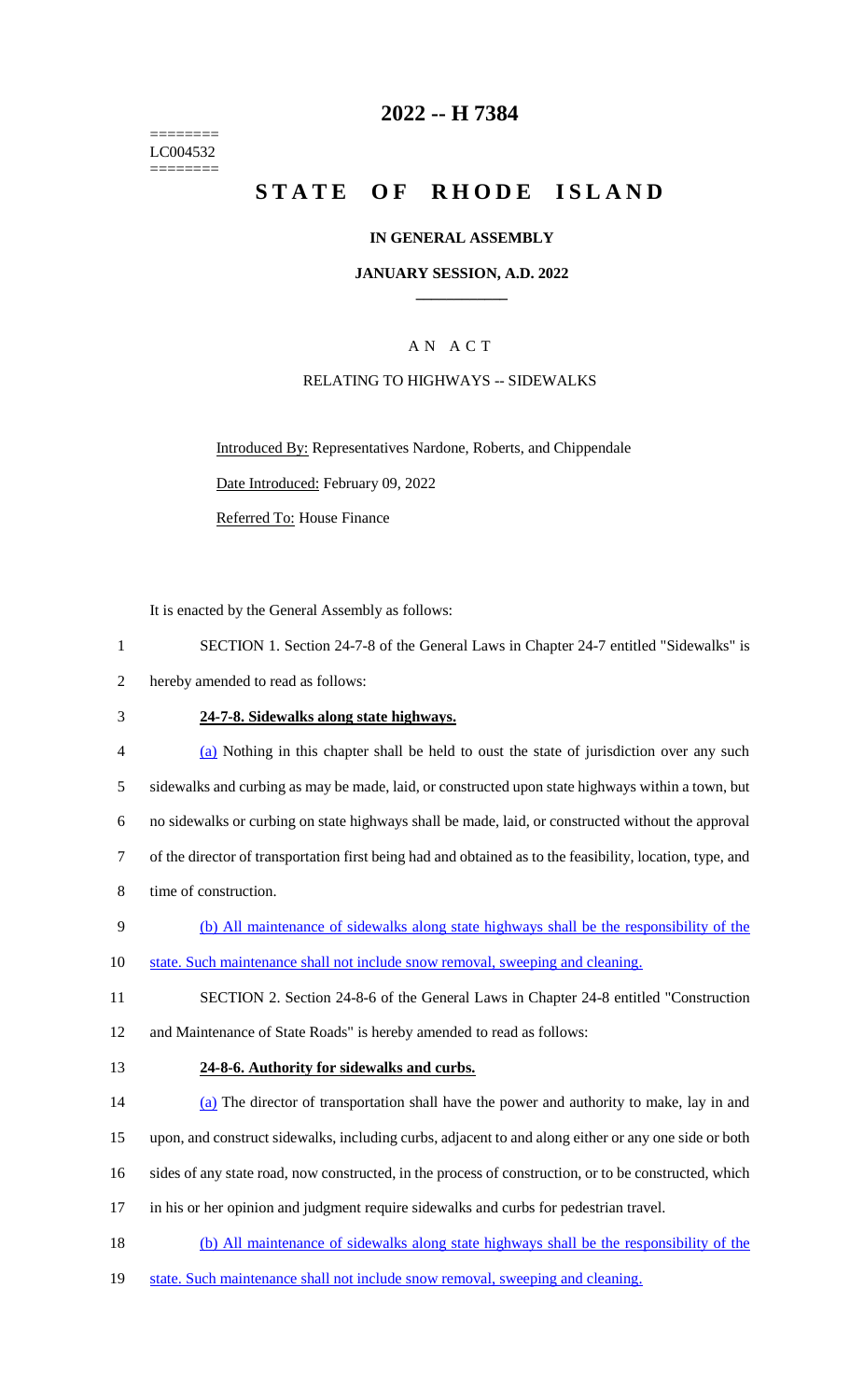========
LC004532
========

# 2022 -- H 7384

# STATE OF RHODE ISLAND

### IN GENERAL ASSEMBLY

### JANUARY SESSION, A.D. 2022

### A N A C T

RELATING TO HIGHWAYS -- SIDEWALKS

Introduced By: Representatives Nardone, Roberts, and Chippendale

Date Introduced: February 09, 2022

Referred To: House Finance

It is enacted by the General Assembly as follows:

1 SECTION 1. Section 24-7-8 of the General Laws in Chapter 24-7 entitled "Sidewalks" is
2 hereby amended to read as follows:

3 **24-7-8. Sidewalks along state highways.**

4 (a) Nothing in this chapter shall be held to oust the state of jurisdiction over any such
5 sidewalks and curbing as may be made, laid, or constructed upon state highways within a town, but
6 no sidewalks or curbing on state highways shall be made, laid, or constructed without the approval
7 of the director of transportation first being had and obtained as to the feasibility, location, type, and
8 time of construction.

9 (b) All maintenance of sidewalks along state highways shall be the responsibility of the
10 state. Such maintenance shall not include snow removal, sweeping and cleaning.

11 SECTION 2. Section 24-8-6 of the General Laws in Chapter 24-8 entitled "Construction
12 and Maintenance of State Roads" is hereby amended to read as follows:

13 **24-8-6. Authority for sidewalks and curbs.**

14 (a) The director of transportation shall have the power and authority to make, lay in and
15 upon, and construct sidewalks, including curbs, adjacent to and along either or any one side or both
16 sides of any state road, now constructed, in the process of construction, or to be constructed, which
17 in his or her opinion and judgment require sidewalks and curbs for pedestrian travel.

18 (b) All maintenance of sidewalks along state highways shall be the responsibility of the
19 state. Such maintenance shall not include snow removal, sweeping and cleaning.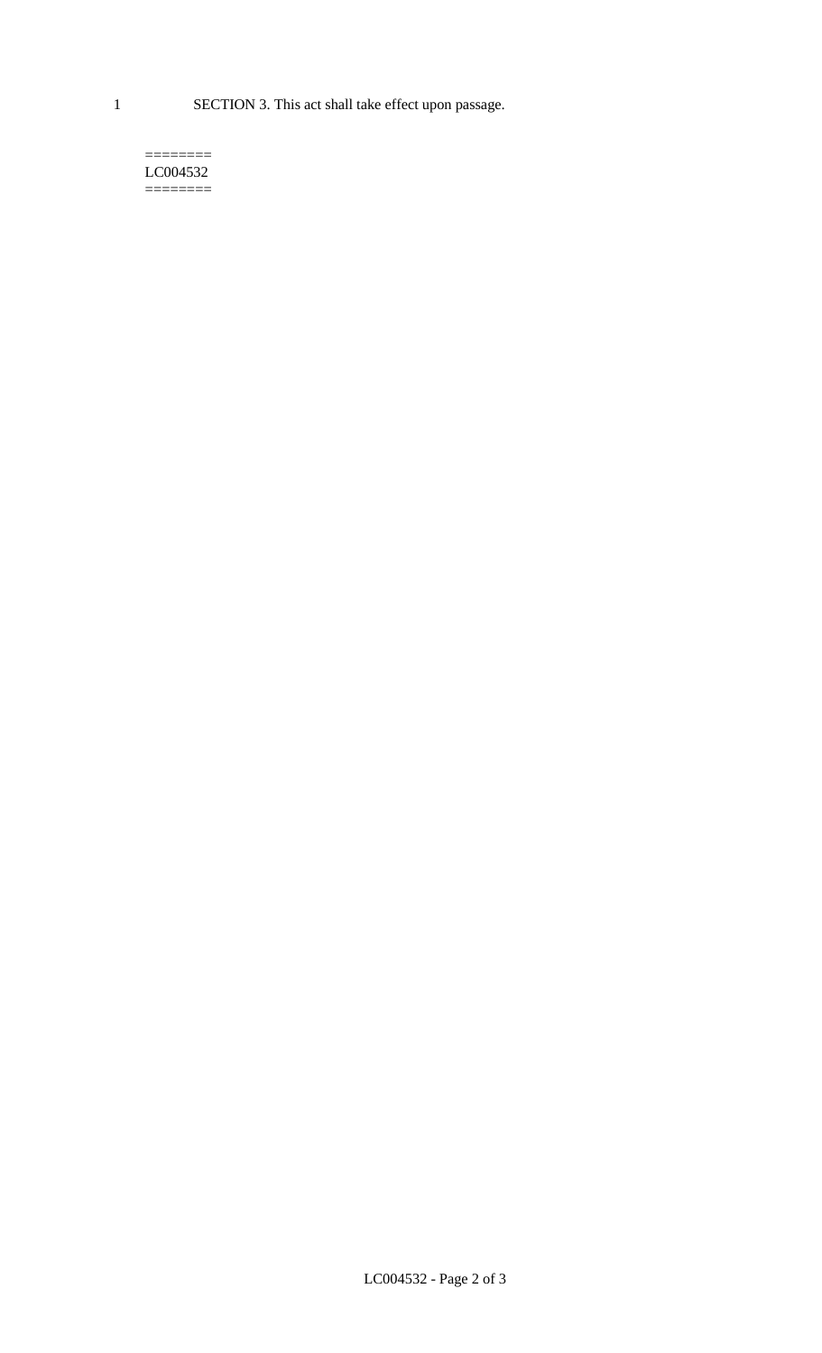1 SECTION 3. This act shall take effect upon passage.

========
LC004532
========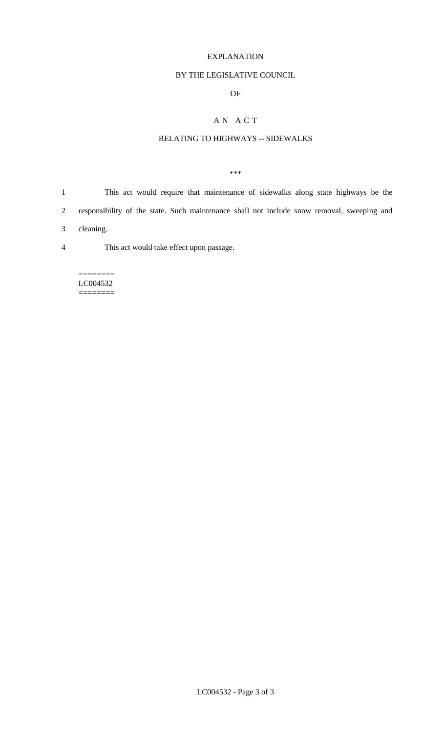EXPLANATION

BY THE LEGISLATIVE COUNCIL

OF

A N A C T

RELATING TO HIGHWAYS -- SIDEWALKS

\*\*\*

1 This act would require that maintenance of sidewalks along state highways be the
2 responsibility of the state. Such maintenance shall not include snow removal, sweeping and
3 cleaning.

4 This act would take effect upon passage.

========
LC004532
========